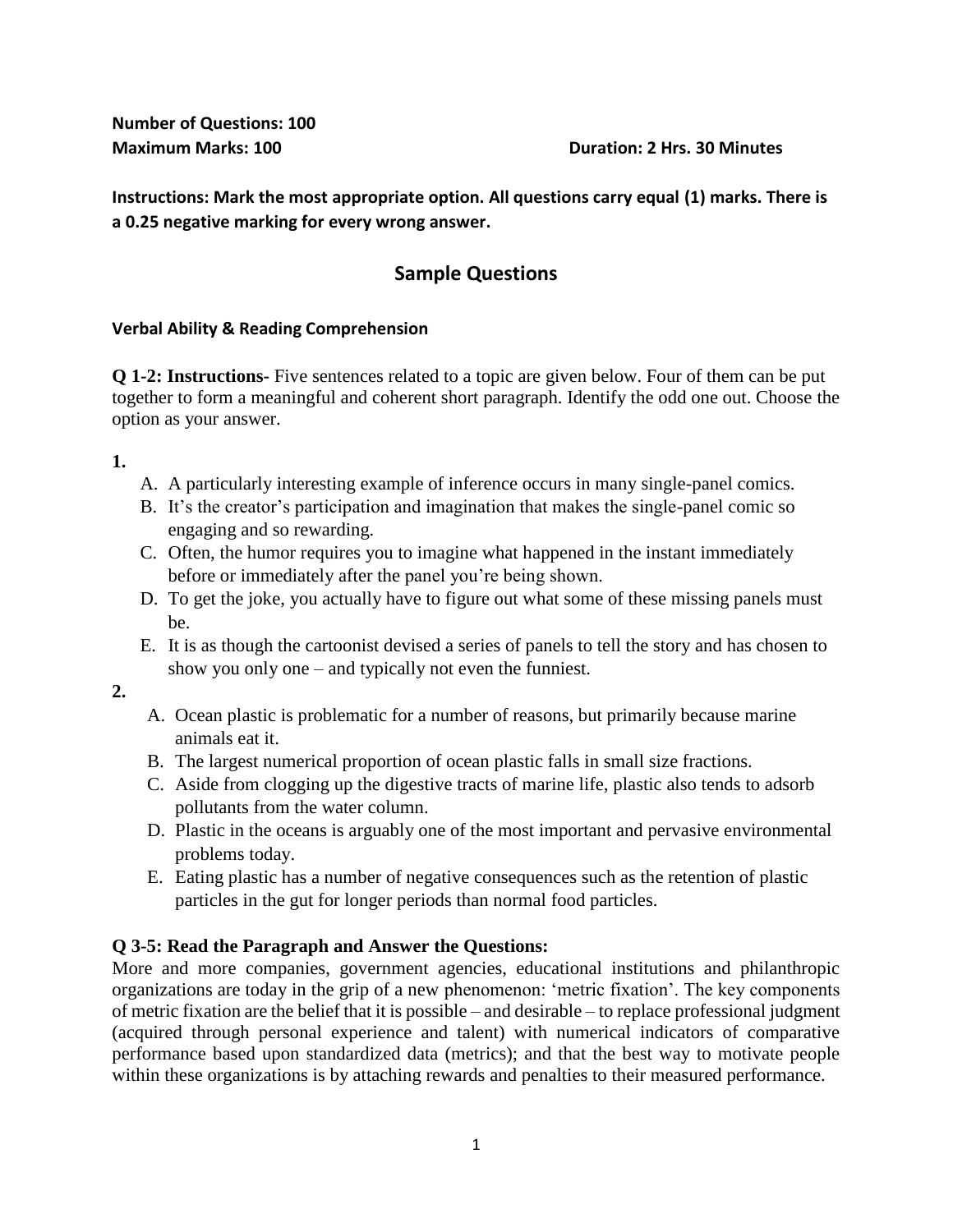**Number of Questions: 100**

**Maximum Marks: 100** **Duration: 2 Hrs. 30 Minutes**

**Instructions: Mark the most appropriate option. All questions carry equal (1) marks. There is a 0.25 negative marking for every wrong answer.**

## Sample Questions

### Verbal Ability & Reading Comprehension

**Q 1-2: Instructions-** Five sentences related to a topic are given below. Four of them can be put together to form a meaningful and coherent short paragraph. Identify the odd one out. Choose the option as your answer.

**1.**

A. A particularly interesting example of inference occurs in many single-panel comics.

B. It's the creator's participation and imagination that makes the single-panel comic so engaging and so rewarding.

C. Often, the humor requires you to imagine what happened in the instant immediately before or immediately after the panel you're being shown.

D. To get the joke, you actually have to figure out what some of these missing panels must be.

E. It is as though the cartoonist devised a series of panels to tell the story and has chosen to show you only one – and typically not even the funniest.

**2.**

A. Ocean plastic is problematic for a number of reasons, but primarily because marine animals eat it.

B. The largest numerical proportion of ocean plastic falls in small size fractions.

C. Aside from clogging up the digestive tracts of marine life, plastic also tends to adsorb pollutants from the water column.

D. Plastic in the oceans is arguably one of the most important and pervasive environmental problems today.

E. Eating plastic has a number of negative consequences such as the retention of plastic particles in the gut for longer periods than normal food particles.

**Q 3-5: Read the Paragraph and Answer the Questions:**

More and more companies, government agencies, educational institutions and philanthropic organizations are today in the grip of a new phenomenon: 'metric fixation'. The key components of metric fixation are the belief that it is possible – and desirable – to replace professional judgment (acquired through personal experience and talent) with numerical indicators of comparative performance based upon standardized data (metrics); and that the best way to motivate people within these organizations is by attaching rewards and penalties to their measured performance.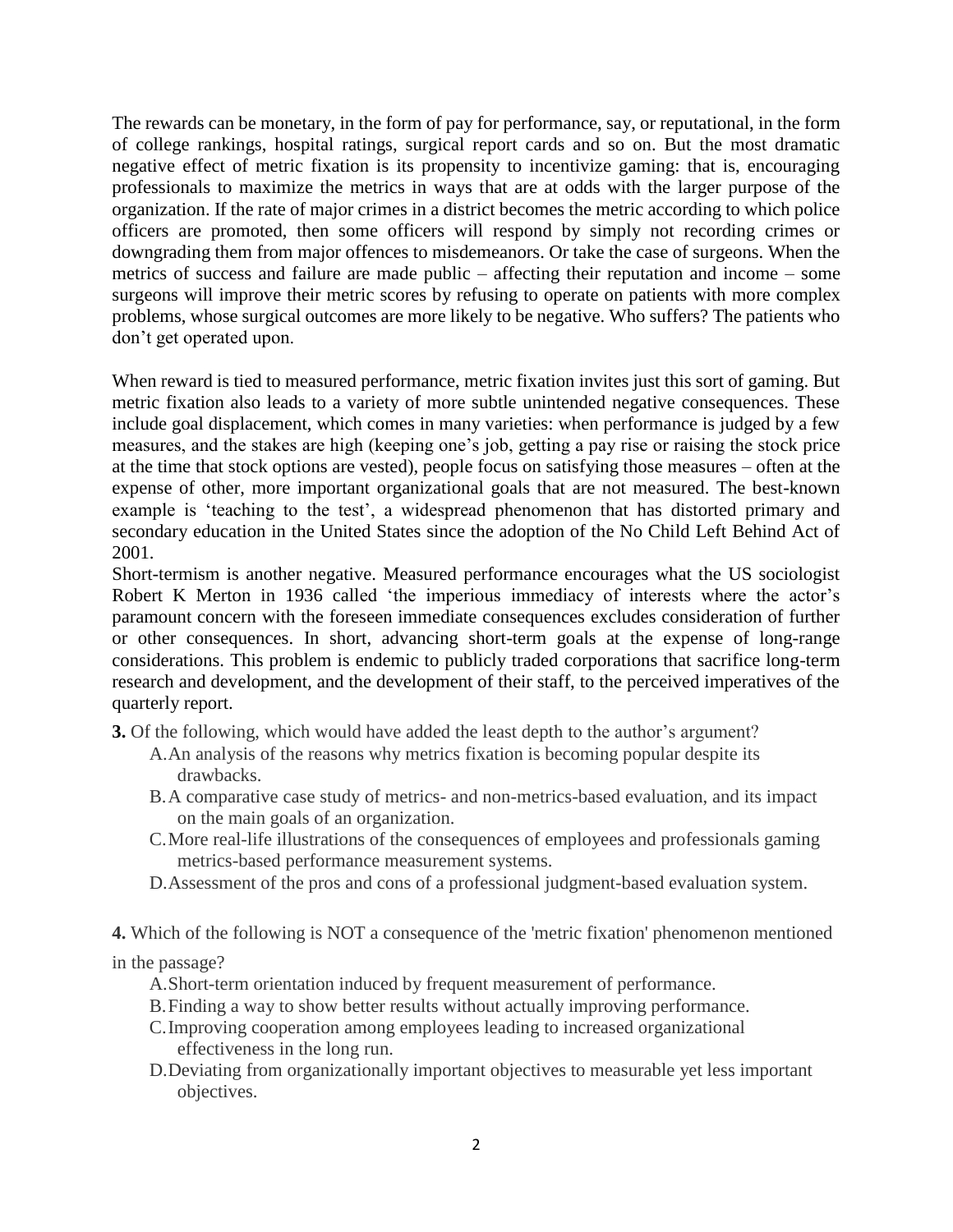The rewards can be monetary, in the form of pay for performance, say, or reputational, in the form of college rankings, hospital ratings, surgical report cards and so on. But the most dramatic negative effect of metric fixation is its propensity to incentivize gaming: that is, encouraging professionals to maximize the metrics in ways that are at odds with the larger purpose of the organization. If the rate of major crimes in a district becomes the metric according to which police officers are promoted, then some officers will respond by simply not recording crimes or downgrading them from major offences to misdemeanors. Or take the case of surgeons. When the metrics of success and failure are made public – affecting their reputation and income – some surgeons will improve their metric scores by refusing to operate on patients with more complex problems, whose surgical outcomes are more likely to be negative. Who suffers? The patients who don't get operated upon.

When reward is tied to measured performance, metric fixation invites just this sort of gaming. But metric fixation also leads to a variety of more subtle unintended negative consequences. These include goal displacement, which comes in many varieties: when performance is judged by a few measures, and the stakes are high (keeping one's job, getting a pay rise or raising the stock price at the time that stock options are vested), people focus on satisfying those measures – often at the expense of other, more important organizational goals that are not measured. The best-known example is 'teaching to the test', a widespread phenomenon that has distorted primary and secondary education in the United States since the adoption of the No Child Left Behind Act of 2001.

Short-termism is another negative. Measured performance encourages what the US sociologist Robert K Merton in 1936 called 'the imperious immediacy of interests where the actor's paramount concern with the foreseen immediate consequences excludes consideration of further or other consequences. In short, advancing short-term goals at the expense of long-range considerations. This problem is endemic to publicly traded corporations that sacrifice long-term research and development, and the development of their staff, to the perceived imperatives of the quarterly report.

**3.** Of the following, which would have added the least depth to the author's argument?

A. An analysis of the reasons why metrics fixation is becoming popular despite its drawbacks.

B. A comparative case study of metrics- and non-metrics-based evaluation, and its impact on the main goals of an organization.

C. More real-life illustrations of the consequences of employees and professionals gaming metrics-based performance measurement systems.

D. Assessment of the pros and cons of a professional judgment-based evaluation system.

**4.** Which of the following is NOT a consequence of the 'metric fixation' phenomenon mentioned in the passage?

A. Short-term orientation induced by frequent measurement of performance.

B. Finding a way to show better results without actually improving performance.

C. Improving cooperation among employees leading to increased organizational effectiveness in the long run.

D. Deviating from organizationally important objectives to measurable yet less important objectives.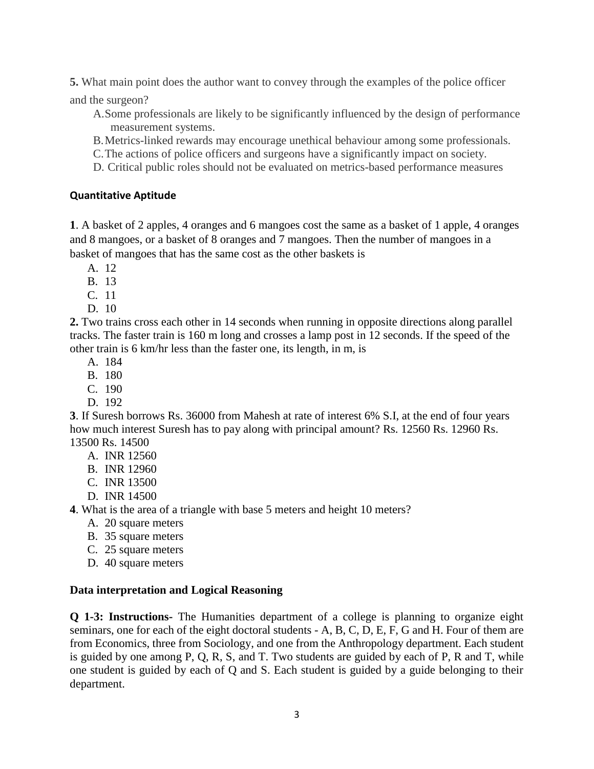**5.** What main point does the author want to convey through the examples of the police officer and the surgeon?

A. Some professionals are likely to be significantly influenced by the design of performance measurement systems.
B. Metrics-linked rewards may encourage unethical behaviour among some professionals.
C. The actions of police officers and surgeons have a significantly impact on society.
D. Critical public roles should not be evaluated on metrics-based performance measures

**Quantitative Aptitude**

**1**. A basket of 2 apples, 4 oranges and 6 mangoes cost the same as a basket of 1 apple, 4 oranges and 8 mangoes, or a basket of 8 oranges and 7 mangoes. Then the number of mangoes in a basket of mangoes that has the same cost as the other baskets is

A. 12
B. 13
C. 11
D. 10

**2.** Two trains cross each other in 14 seconds when running in opposite directions along parallel tracks. The faster train is 160 m long and crosses a lamp post in 12 seconds. If the speed of the other train is 6 km/hr less than the faster one, its length, in m, is

A. 184
B. 180
C. 190
D. 192

**3**. If Suresh borrows Rs. 36000 from Mahesh at rate of interest 6% S.I, at the end of four years how much interest Suresh has to pay along with principal amount? Rs. 12560 Rs. 12960 Rs. 13500 Rs. 14500

A. INR 12560
B. INR 12960
C. INR 13500
D. INR 14500

**4**. What is the area of a triangle with base 5 meters and height 10 meters?

A. 20 square meters
B. 35 square meters
C. 25 square meters
D. 40 square meters

**Data interpretation and Logical Reasoning**

**Q 1-3: Instructions-** The Humanities department of a college is planning to organize eight seminars, one for each of the eight doctoral students - A, B, C, D, E, F, G and H. Four of them are from Economics, three from Sociology, and one from the Anthropology department. Each student is guided by one among P, Q, R, S, and T. Two students are guided by each of P, R and T, while one student is guided by each of Q and S. Each student is guided by a guide belonging to their department.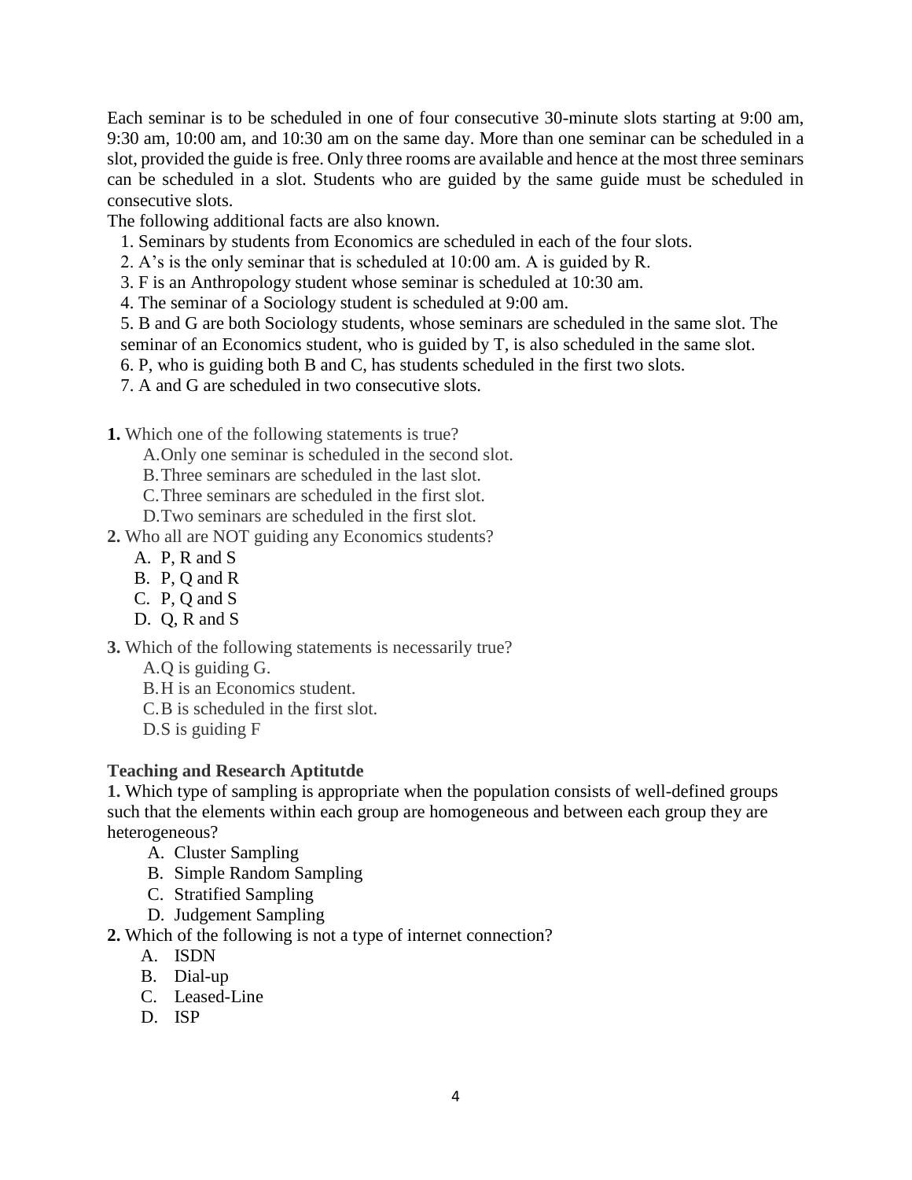Each seminar is to be scheduled in one of four consecutive 30-minute slots starting at 9:00 am, 9:30 am, 10:00 am, and 10:30 am on the same day. More than one seminar can be scheduled in a slot, provided the guide is free. Only three rooms are available and hence at the most three seminars can be scheduled in a slot. Students who are guided by the same guide must be scheduled in consecutive slots.

The following additional facts are also known.

1. Seminars by students from Economics are scheduled in each of the four slots.
2. A's is the only seminar that is scheduled at 10:00 am. A is guided by R.
3. F is an Anthropology student whose seminar is scheduled at 10:30 am.
4. The seminar of a Sociology student is scheduled at 9:00 am.
5. B and G are both Sociology students, whose seminars are scheduled in the same slot. The seminar of an Economics student, who is guided by T, is also scheduled in the same slot.
6. P, who is guiding both B and C, has students scheduled in the first two slots.
7. A and G are scheduled in two consecutive slots.

**1.** Which one of the following statements is true?

A. Only one seminar is scheduled in the second slot.
B. Three seminars are scheduled in the last slot.
C. Three seminars are scheduled in the first slot.
D. Two seminars are scheduled in the first slot.

**2.** Who all are NOT guiding any Economics students?

A. P, R and S
B. P, Q and R
C. P, Q and S
D. Q, R and S

**3.** Which of the following statements is necessarily true?

A. Q is guiding G.
B. H is an Economics student.
C. B is scheduled in the first slot.
D. S is guiding F

**Teaching and Research Aptitutde**

**1.** Which type of sampling is appropriate when the population consists of well-defined groups such that the elements within each group are homogeneous and between each group they are heterogeneous?

A. Cluster Sampling
B. Simple Random Sampling
C. Stratified Sampling
D. Judgement Sampling

**2.** Which of the following is not a type of internet connection?

A. ISDN
B. Dial-up
C. Leased-Line
D. ISP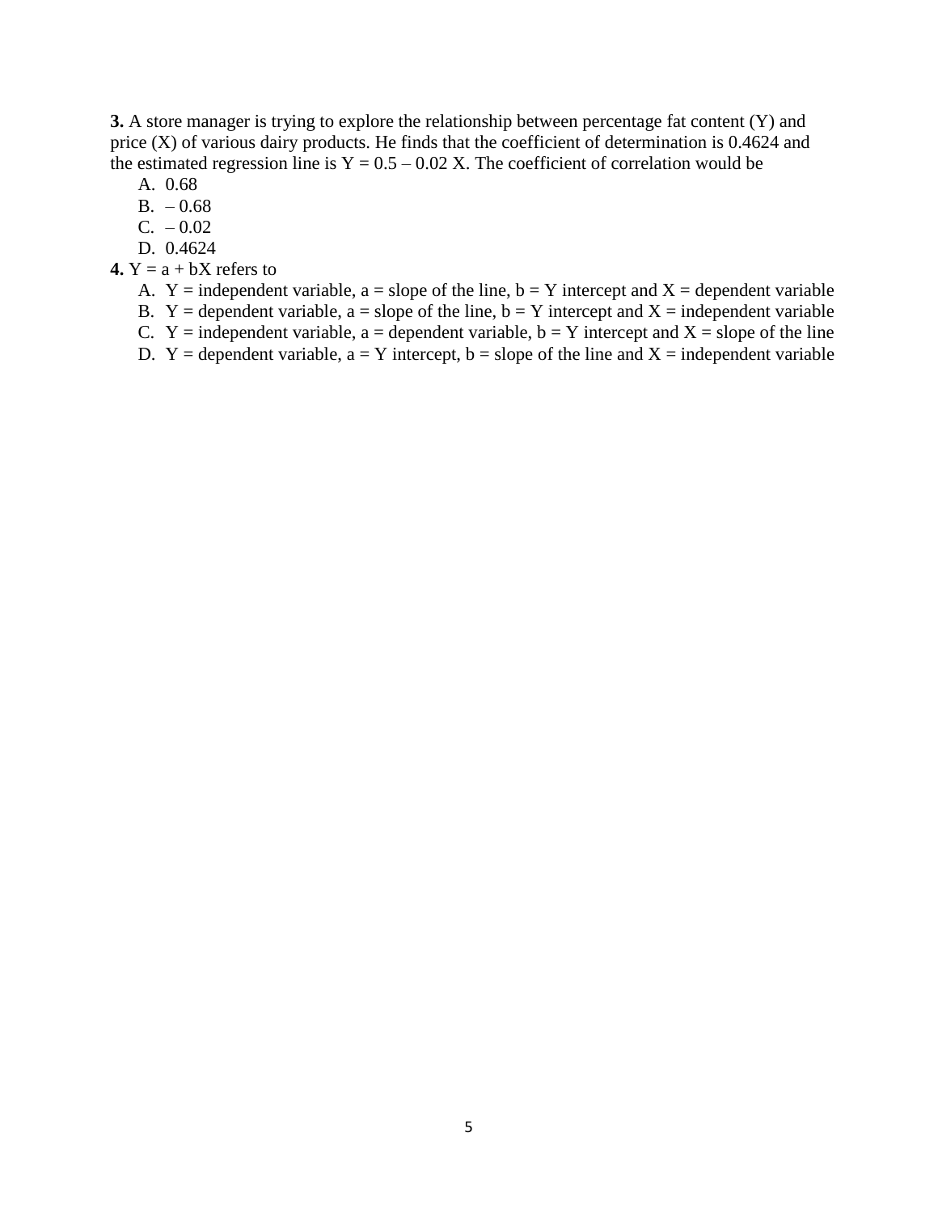**3.** A store manager is trying to explore the relationship between percentage fat content (Y) and price (X) of various dairy products. He finds that the coefficient of determination is 0.4624 and the estimated regression line is Y = 0.5 – 0.02 X. The coefficient of correlation would be

A. 0.68
B. – 0.68
C. – 0.02
D. 0.4624

**4.** Y = a + bX refers to

A. Y = independent variable, a = slope of the line, b = Y intercept and X = dependent variable
B. Y = dependent variable, a = slope of the line, b = Y intercept and X = independent variable
C. Y = independent variable, a = dependent variable, b = Y intercept and X = slope of the line
D. Y = dependent variable, a = Y intercept, b = slope of the line and X = independent variable